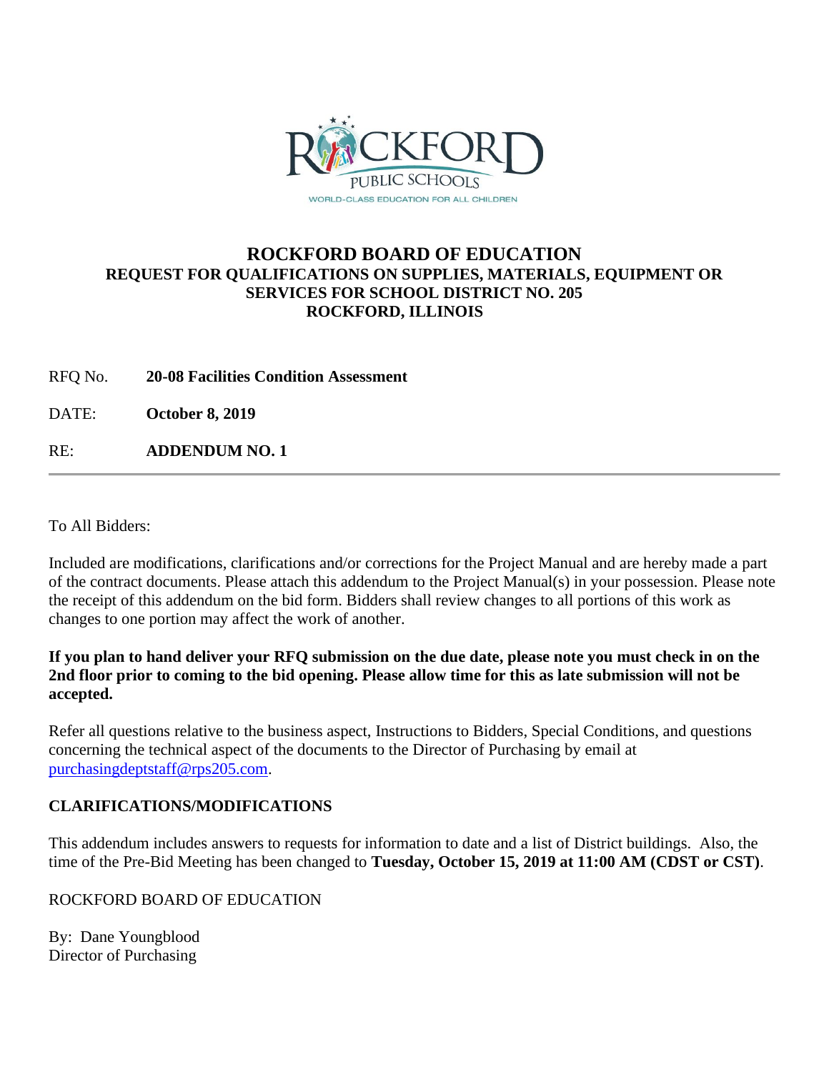# ROCKFORD BOARD OF EDUCATION

## REQUEST FOR QUALIFICATIONS ON SUPPLIES, MATERIALS, EQUIPMENT OR SERVICES FOR SCHOOL DISTRICT NO. 205 ROCKFORD, ILLINOIS

RFQ No. **20-08 Facilities Condition Assessment**

DATE: **October 8, 2019**

RE: **ADDENDUM NO. 1**

---

To All Bidders:

Included are modifications, clarifications and/or corrections for the Project Manual and are hereby made a part of the contract documents. Please attach this addendum to the Project Manual(s) in your possession. Please note the receipt of this addendum on the bid form. Bidders shall review changes to all portions of this work as changes to one portion may affect the work of another.

**If you plan to hand deliver your RFQ submission on the due date, please note you must check in on the 2nd floor prior to coming to the bid opening. Please allow time for this as late submission will not be accepted.**

Refer all questions relative to the business aspect, Instructions to Bidders, Special Conditions, and questions concerning the technical aspect of the documents to the Director of Purchasing by email at purchasingdeptstaff@rps205.com.

**CLARIFICATIONS/MODIFICATIONS**

This addendum includes answers to requests for information to date and a list of District buildings. Also, the time of the Pre-Bid Meeting has been changed to **Tuesday, October 15, 2019 at 11:00 AM (CDST or CST)**.

ROCKFORD BOARD OF EDUCATION

By: Dane Youngblood
Director of Purchasing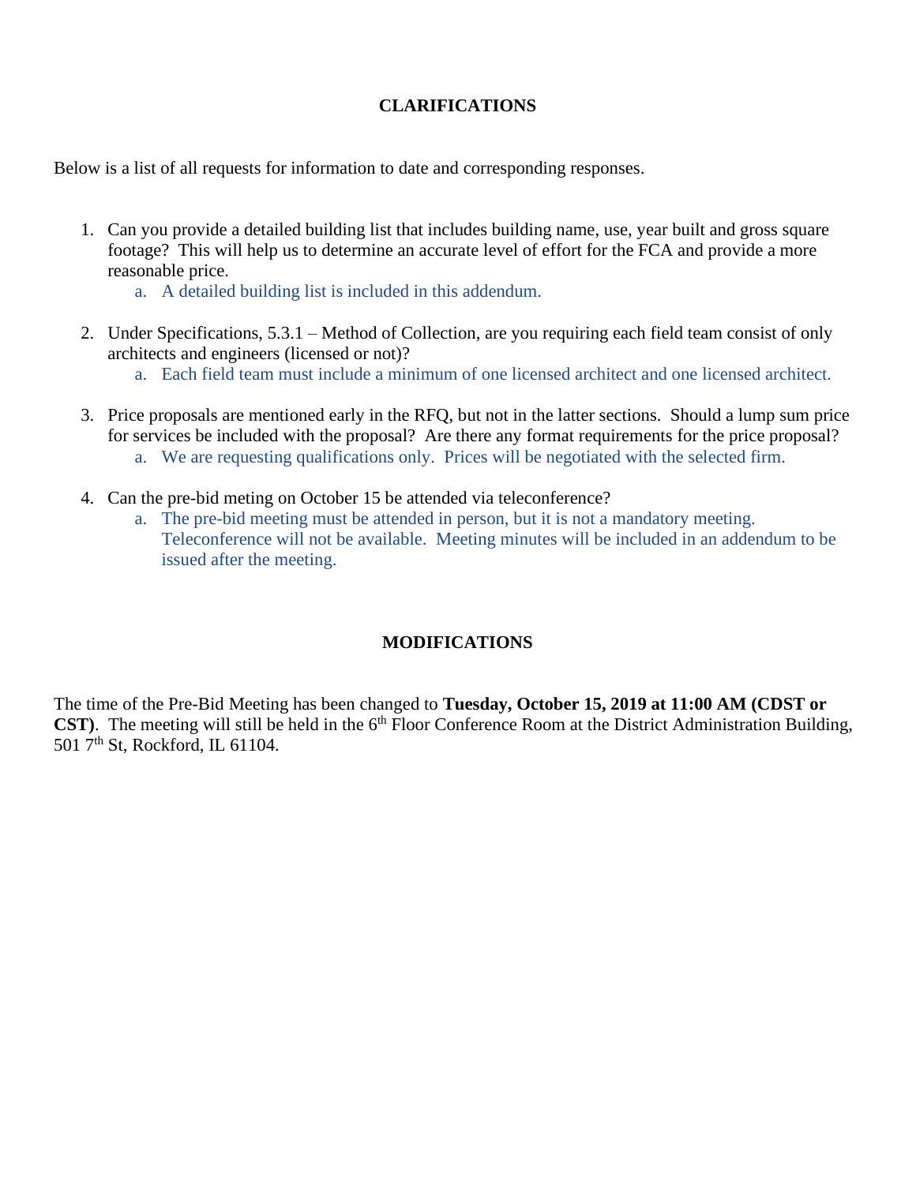## CLARIFICATIONS

Below is a list of all requests for information to date and corresponding responses.

1. Can you provide a detailed building list that includes building name, use, year built and gross square footage? This will help us to determine an accurate level of effort for the FCA and provide a more reasonable price.
    a. A detailed building list is included in this addendum.

2. Under Specifications, 5.3.1 – Method of Collection, are you requiring each field team consist of only architects and engineers (licensed or not)?
    a. Each field team must include a minimum of one licensed architect and one licensed architect.

3. Price proposals are mentioned early in the RFQ, but not in the latter sections. Should a lump sum price for services be included with the proposal? Are there any format requirements for the price proposal?
    a. We are requesting qualifications only. Prices will be negotiated with the selected firm.

4. Can the pre-bid meting on October 15 be attended via teleconference?
    a. The pre-bid meeting must be attended in person, but it is not a mandatory meeting. Teleconference will not be available. Meeting minutes will be included in an addendum to be issued after the meeting.

## MODIFICATIONS

The time of the Pre-Bid Meeting has been changed to **Tuesday, October 15, 2019 at 11:00 AM (CDST or CST)**. The meeting will still be held in the 6th Floor Conference Room at the District Administration Building, 501 7th St, Rockford, IL 61104.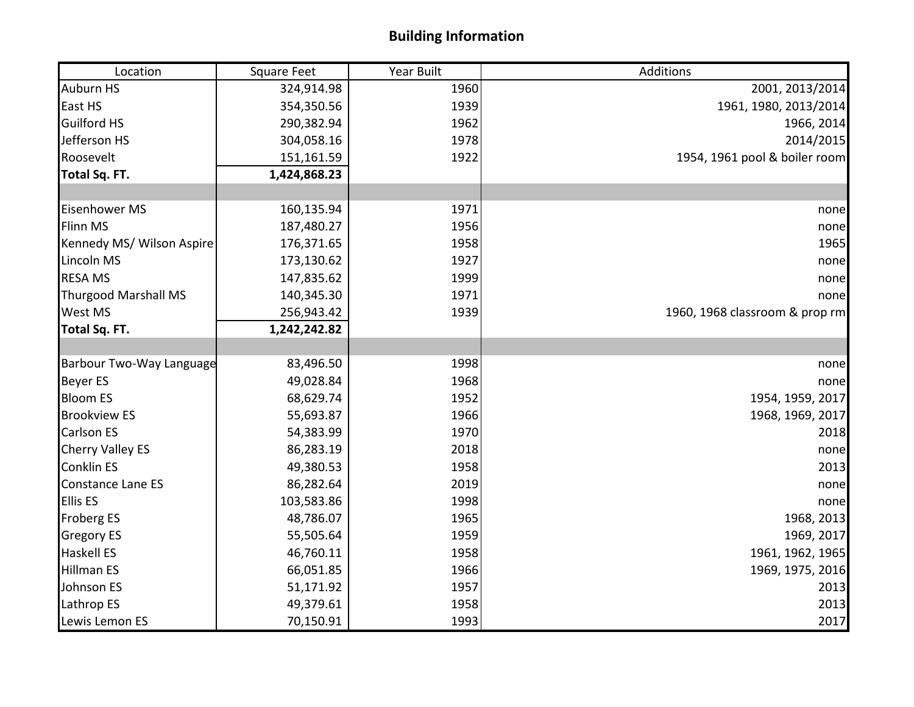## Building Information

| Location | Square Feet | Year Built | Additions |
|---|---|---|---|
| Auburn HS | 324,914.98 | 1960 | 2001, 2013/2014 |
| East HS | 354,350.56 | 1939 | 1961, 1980, 2013/2014 |
| Guilford HS | 290,382.94 | 1962 | 1966, 2014 |
| Jefferson HS | 304,058.16 | 1978 | 2014/2015 |
| Roosevelt | 151,161.59 | 1922 | 1954, 1961 pool & boiler room |
| **Total Sq. FT.** | **1,424,868.23** | | |
| | | | |
| Eisenhower MS | 160,135.94 | 1971 | none |
| Flinn MS | 187,480.27 | 1956 | none |
| Kennedy MS/ Wilson Aspire | 176,371.65 | 1958 | 1965 |
| Lincoln MS | 173,130.62 | 1927 | none |
| RESA MS | 147,835.62 | 1999 | none |
| Thurgood Marshall MS | 140,345.30 | 1971 | none |
| West MS | 256,943.42 | 1939 | 1960, 1968 classroom & prop rm |
| **Total Sq. FT.** | **1,242,242.82** | | |
| | | | |
| Barbour Two-Way Language | 83,496.50 | 1998 | none |
| Beyer ES | 49,028.84 | 1968 | none |
| Bloom ES | 68,629.74 | 1952 | 1954, 1959, 2017 |
| Brookview ES | 55,693.87 | 1966 | 1968, 1969, 2017 |
| Carlson ES | 54,383.99 | 1970 | 2018 |
| Cherry Valley ES | 86,283.19 | 2018 | none |
| Conklin ES | 49,380.53 | 1958 | 2013 |
| Constance Lane ES | 86,282.64 | 2019 | none |
| Ellis ES | 103,583.86 | 1998 | none |
| Froberg ES | 48,786.07 | 1965 | 1968, 2013 |
| Gregory ES | 55,505.64 | 1959 | 1969, 2017 |
| Haskell ES | 46,760.11 | 1958 | 1961, 1962, 1965 |
| Hillman ES | 66,051.85 | 1966 | 1969, 1975, 2016 |
| Johnson ES | 51,171.92 | 1957 | 2013 |
| Lathrop ES | 49,379.61 | 1958 | 2013 |
| Lewis Lemon ES | 70,150.91 | 1993 | 2017 |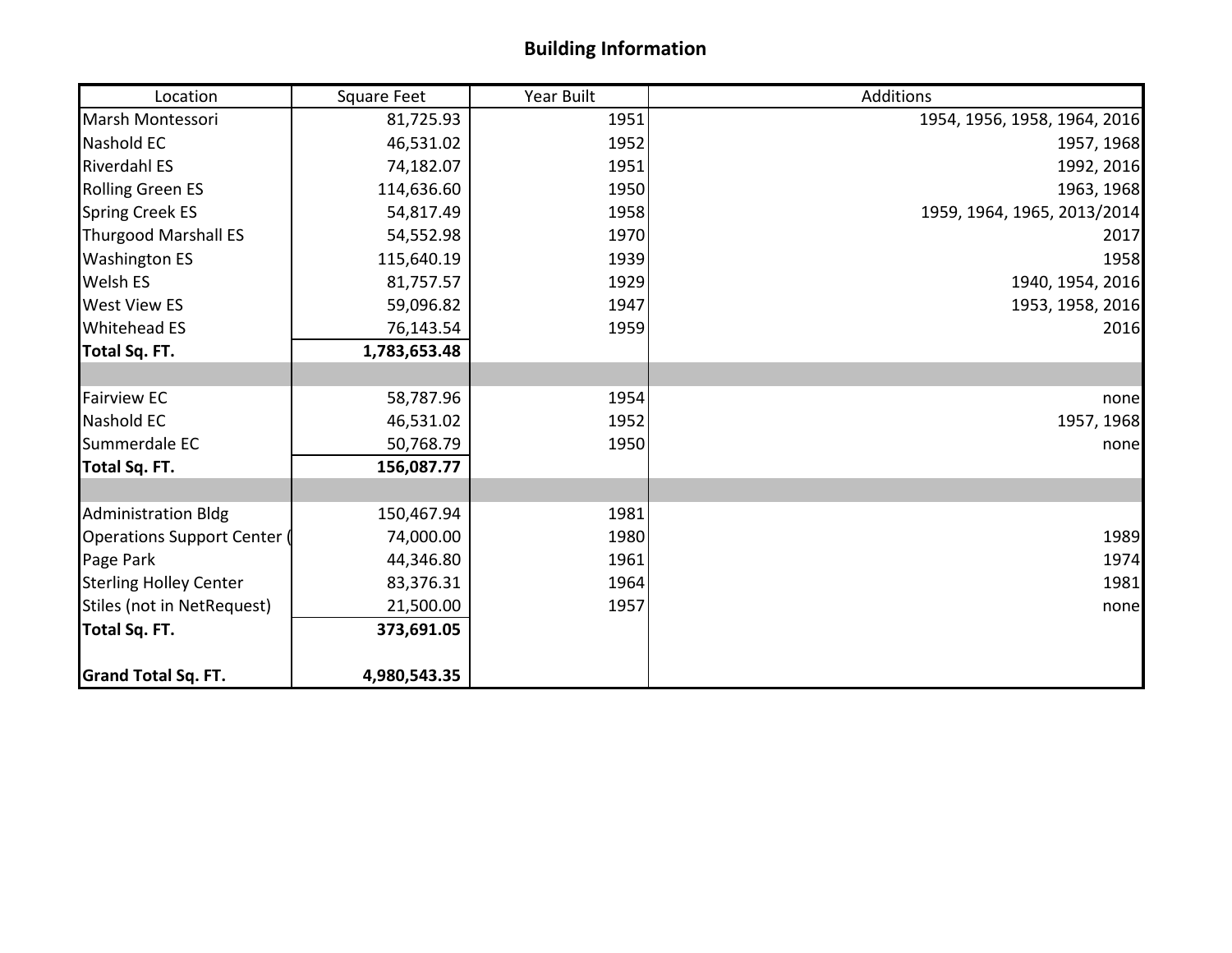# Building Information

| Location | Square Feet | Year Built | Additions |
|---|---|---|---|
| Marsh Montessori | 81,725.93 | 1951 | 1954, 1956, 1958, 1964, 2016 |
| Nashold EC | 46,531.02 | 1952 | 1957, 1968 |
| Riverdahl ES | 74,182.07 | 1951 | 1992, 2016 |
| Rolling Green ES | 114,636.60 | 1950 | 1963, 1968 |
| Spring Creek ES | 54,817.49 | 1958 | 1959, 1964, 1965, 2013/2014 |
| Thurgood Marshall ES | 54,552.98 | 1970 | 2017 |
| Washington ES | 115,640.19 | 1939 | 1958 |
| Welsh ES | 81,757.57 | 1929 | 1940, 1954, 2016 |
| West View ES | 59,096.82 | 1947 | 1953, 1958, 2016 |
| Whitehead ES | 76,143.54 | 1959 | 2016 |
| **Total Sq. FT.** | **1,783,653.48** | | |
| | | | |
| Fairview EC | 58,787.96 | 1954 | none |
| Nashold EC | 46,531.02 | 1952 | 1957, 1968 |
| Summerdale EC | 50,768.79 | 1950 | none |
| **Total Sq. FT.** | **156,087.77** | | |
| | | | |
| Administration Bldg | 150,467.94 | 1981 | |
| Operations Support Center ( | 74,000.00 | 1980 | 1989 |
| Page Park | 44,346.80 | 1961 | 1974 |
| Sterling Holley Center | 83,376.31 | 1964 | 1981 |
| Stiles (not in NetRequest) | 21,500.00 | 1957 | none |
| **Total Sq. FT.** | **373,691.05** | | |
| | | | |
| **Grand Total Sq. FT.** | **4,980,543.35** | | |